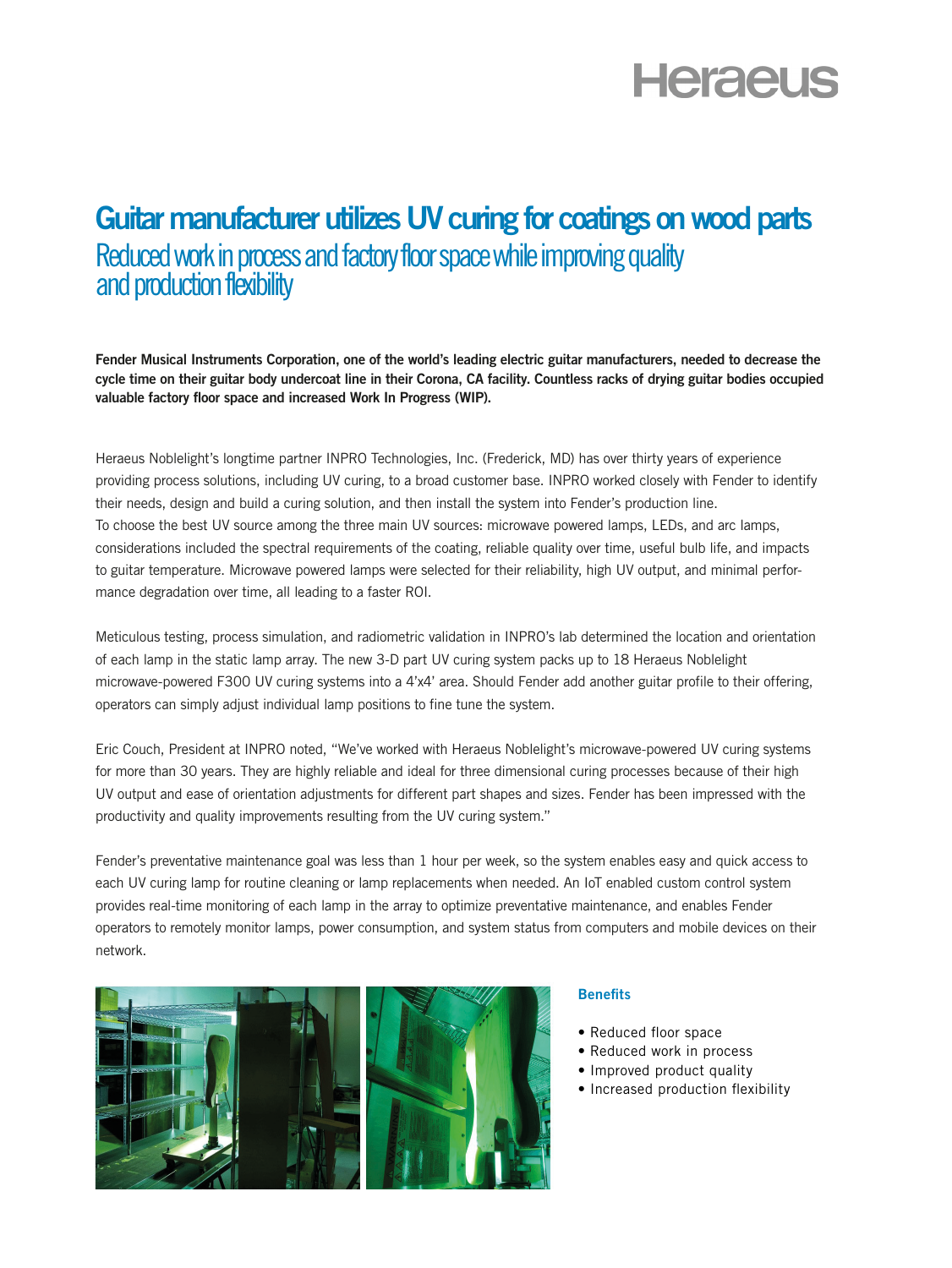Heraeus

# Guitar manufacturer utilizes UV curing for coatings on wood parts

## Reduced work in process and factory floor space while improving quality and production flexibility

**Fender Musical Instruments Corporation, one of the world's leading electric guitar manufacturers, needed to decrease the cycle time on their guitar body undercoat line in their Corona, CA facility. Countless racks of drying guitar bodies occupied valuable factory floor space and increased Work In Progress (WIP).**

Heraeus Noblelight's longtime partner INPRO Technologies, Inc. (Frederick, MD) has over thirty years of experience providing process solutions, including UV curing, to a broad customer base. INPRO worked closely with Fender to identify their needs, design and build a curing solution, and then install the system into Fender's production line. To choose the best UV source among the three main UV sources: microwave powered lamps, LEDs, and arc lamps, considerations included the spectral requirements of the coating, reliable quality over time, useful bulb life, and impacts to guitar temperature. Microwave powered lamps were selected for their reliability, high UV output, and minimal performance degradation over time, all leading to a faster ROI.

Meticulous testing, process simulation, and radiometric validation in INPRO's lab determined the location and orientation of each lamp in the static lamp array. The new 3-D part UV curing system packs up to 18 Heraeus Noblelight microwave-powered F300 UV curing systems into a 4'x4' area. Should Fender add another guitar profile to their offering, operators can simply adjust individual lamp positions to fine tune the system.

Eric Couch, President at INPRO noted, "We've worked with Heraeus Noblelight's microwave-powered UV curing systems for more than 30 years. They are highly reliable and ideal for three dimensional curing processes because of their high UV output and ease of orientation adjustments for different part shapes and sizes. Fender has been impressed with the productivity and quality improvements resulting from the UV curing system."

Fender's preventative maintenance goal was less than 1 hour per week, so the system enables easy and quick access to each UV curing lamp for routine cleaning or lamp replacements when needed. An IoT enabled custom control system provides real-time monitoring of each lamp in the array to optimize preventative maintenance, and enables Fender operators to remotely monitor lamps, power consumption, and system status from computers and mobile devices on their network.

### Benefits

- Reduced floor space
- Reduced work in process
- Improved product quality
- Increased production flexibility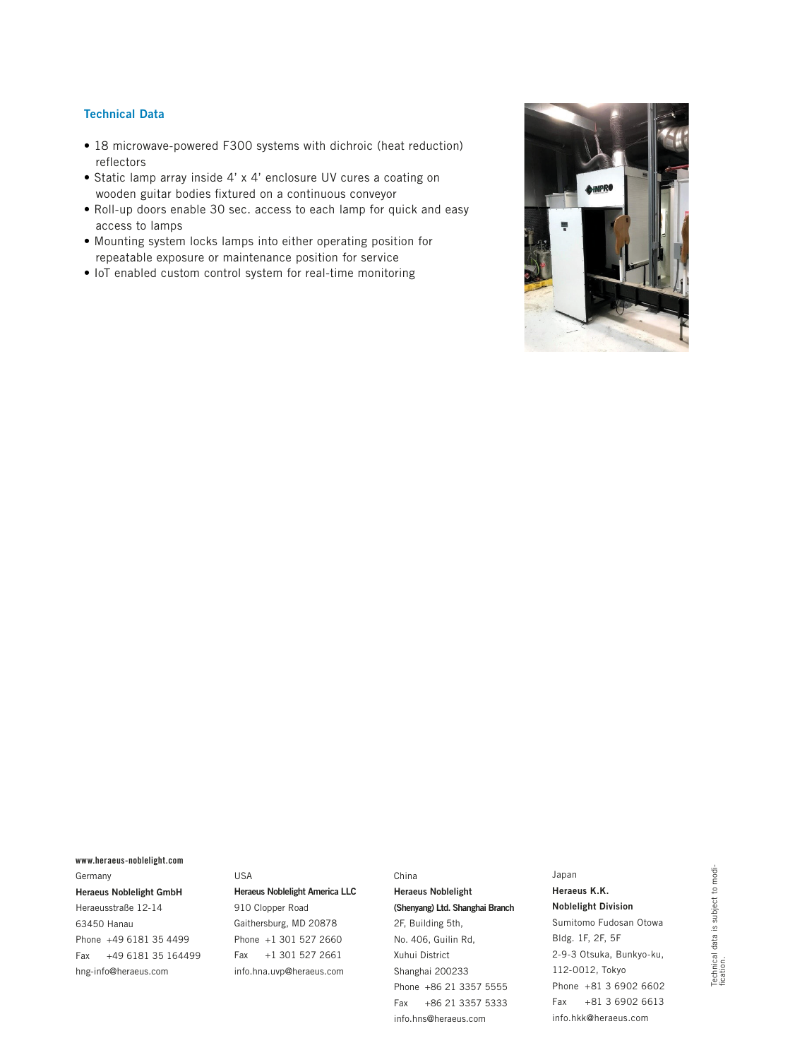## Technical Data

- 18 microwave-powered F300 systems with dichroic (heat reduction) reflectors
- Static lamp array inside 4' x 4' enclosure UV cures a coating on wooden guitar bodies fixtured on a continuous conveyor
- Roll-up doors enable 30 sec. access to each lamp for quick and easy access to lamps
- Mounting system locks lamps into either operating position for repeatable exposure or maintenance position for service
- IoT enabled custom control system for real-time monitoring

**www.heraeus-noblelight.com**

Germany
**Heraeus Noblelight GmbH**
Heraeusstraße 12-14
63450 Hanau
Phone +49 6181 35 4499
Fax +49 6181 35 164499
hng-info@heraeus.com

USA
**Heraeus Noblelight America LLC**
910 Clopper Road
Gaithersburg, MD 20878
Phone +1 301 527 2660
Fax +1 301 527 2661
info.hna.uvp@heraeus.com

China
**Heraeus Noblelight (Shenyang) Ltd. Shanghai Branch**
2F, Building 5th,
No. 406, Guilin Rd,
Xuhui District
Shanghai 200233
Phone +86 21 3357 5555
Fax +86 21 3357 5333
info.hns@heraeus.com

Japan
**Heraeus K.K.**
**Noblelight Division**
Sumitomo Fudosan Otowa Bldg. 1F, 2F, 5F
2-9-3 Otsuka, Bunkyo-ku,
112-0012, Tokyo
Phone +81 3 6902 6602
Fax +81 3 6902 6613
info.hkk@heraeus.com

Technical data is subject to modification.